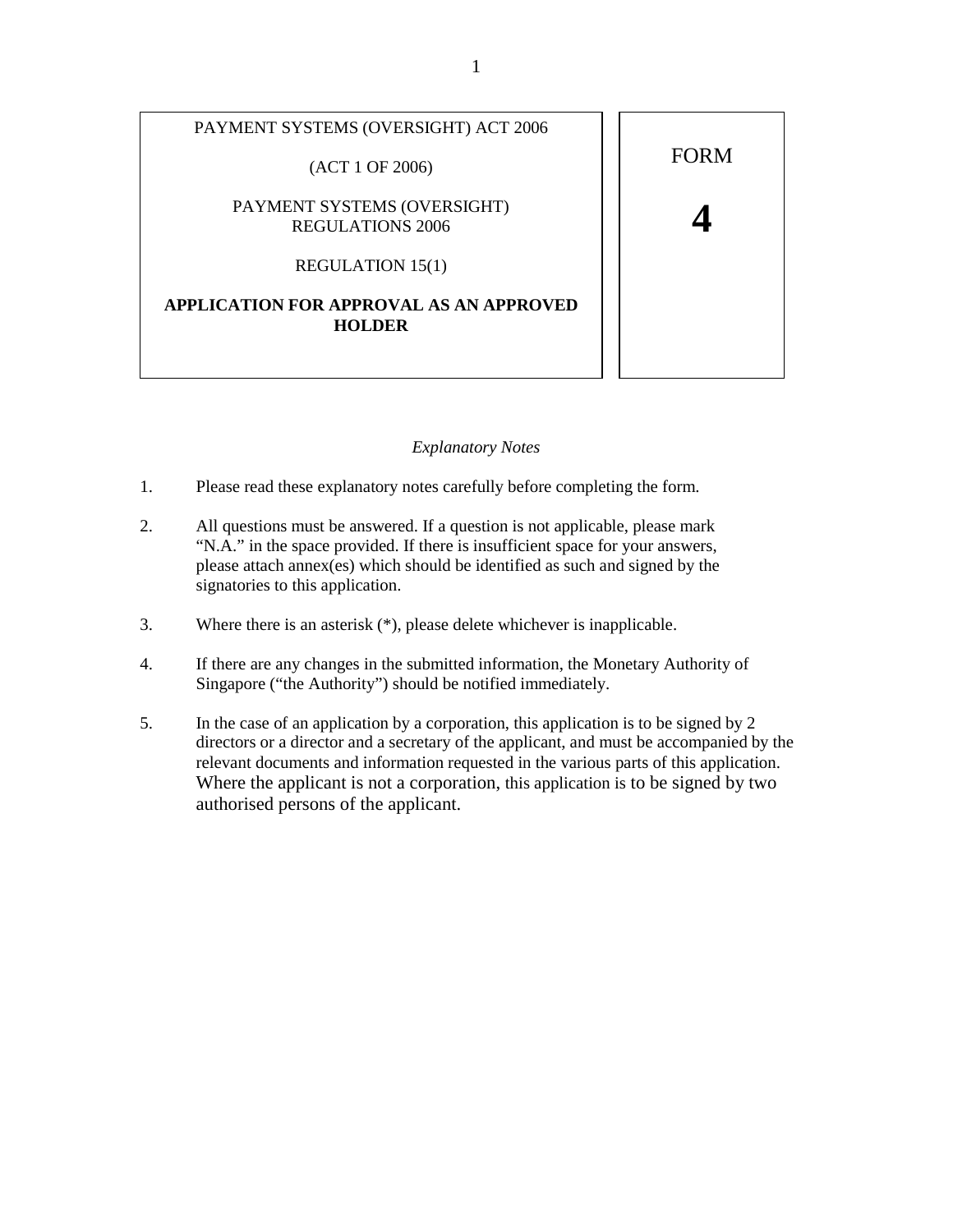PAYMENT SYSTEMS (OVERSIGHT) ACT 2006

(ACT 1 OF 2006)

PAYMENT SYSTEMS (OVERSIGHT) REGULATIONS 2006

REGULATION 15(1)

**APPLICATION FOR APPROVAL AS AN APPROVED HOLDER**

FORM

**4**

*Explanatory Notes*

1. Please read these explanatory notes carefully before completing the form.

2. All questions must be answered. If a question is not applicable, please mark "N.A." in the space provided. If there is insufficient space for your answers, please attach annex(es) which should be identified as such and signed by the signatories to this application.

3. Where there is an asterisk (*), please delete whichever is inapplicable.

4. If there are any changes in the submitted information, the Monetary Authority of Singapore ("the Authority") should be notified immediately.

5. In the case of an application by a corporation, this application is to be signed by 2 directors or a director and a secretary of the applicant, and must be accompanied by the relevant documents and information requested in the various parts of this application. Where the applicant is not a corporation, this application is to be signed by two authorised persons of the applicant.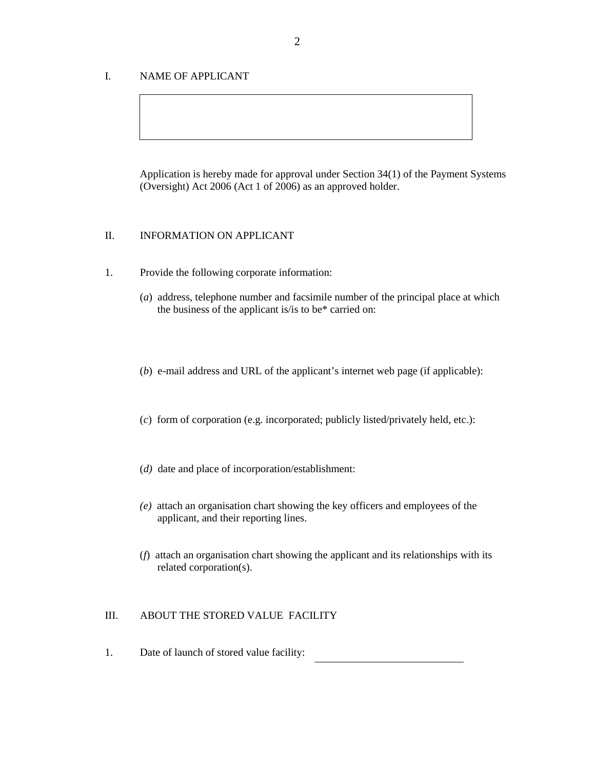## I. NAME OF APPLICANT

| |
|---|
| |

Application is hereby made for approval under Section 34(1) of the Payment Systems (Oversight) Act 2006 (Act 1 of 2006) as an approved holder.

## II. INFORMATION ON APPLICANT

1. Provide the following corporate information:

   (*a*) address, telephone number and facsimile number of the principal place at which the business of the applicant is/is to be* carried on:

   (*b*) e-mail address and URL of the applicant's internet web page (if applicable):

   (*c*) form of corporation (e.g. incorporated; publicly listed/privately held, etc.):

   (*d*) date and place of incorporation/establishment:

   *(e)* attach an organisation chart showing the key officers and employees of the applicant, and their reporting lines.

   (*f*) attach an organisation chart showing the applicant and its relationships with its related corporation(s).

## III. ABOUT THE STORED VALUE FACILITY

1. Date of launch of stored value facility: ______________________________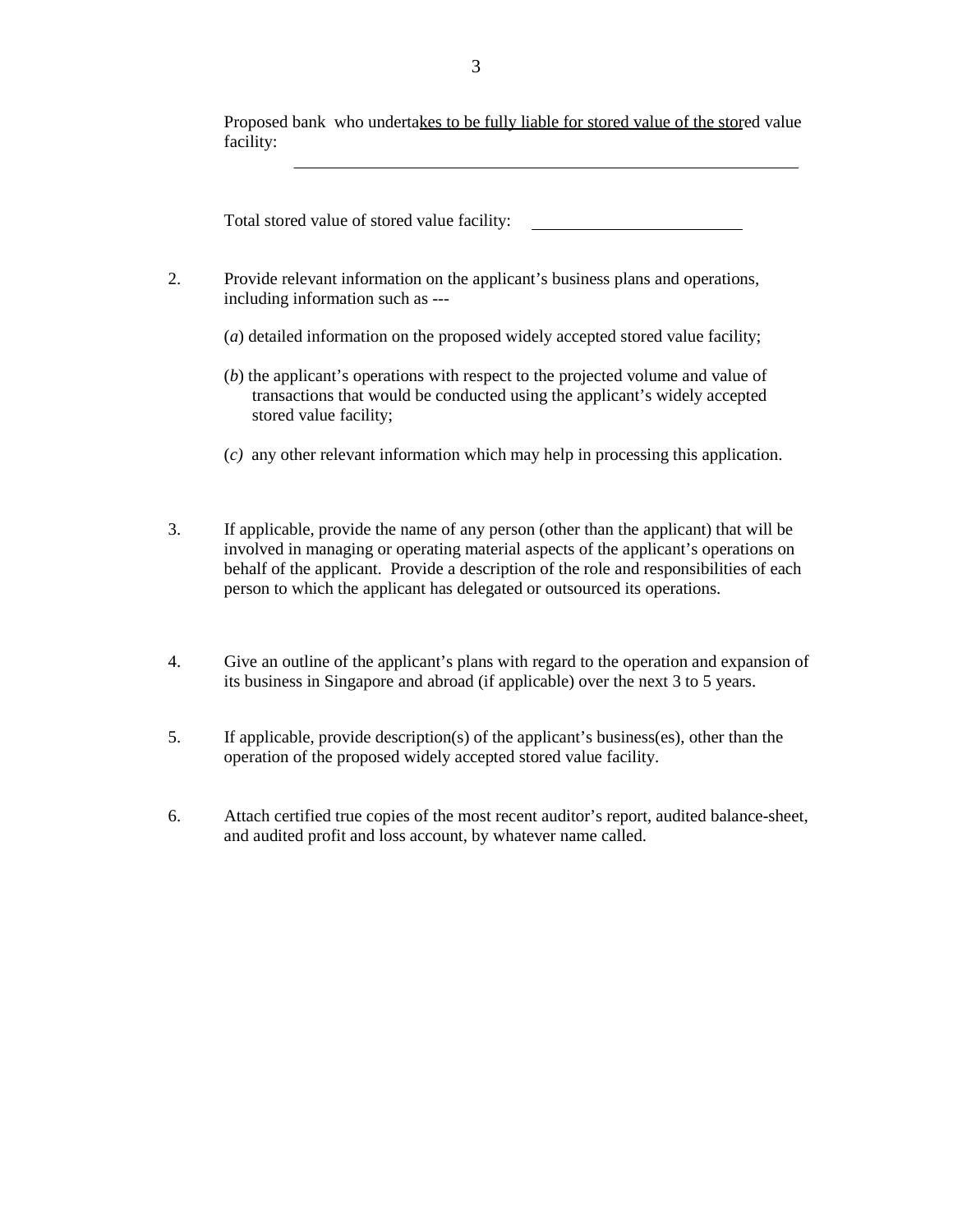Proposed bank who undertakes to be fully liable for stored value of the stored value facility:

\_\_\_\_\_\_\_\_\_\_\_\_\_\_\_\_\_\_\_\_\_\_\_\_\_\_\_\_\_\_\_\_\_\_\_\_\_\_\_\_\_\_\_\_\_\_\_\_\_\_\_\_

Total stored value of stored value facility: \_\_\_\_\_\_\_\_\_\_\_\_\_\_\_\_\_\_\_\_\_\_

2. Provide relevant information on the applicant's business plans and operations, including information such as ---

   (*a*) detailed information on the proposed widely accepted stored value facility;

   (*b*) the applicant's operations with respect to the projected volume and value of transactions that would be conducted using the applicant's widely accepted stored value facility;

   (*c*) any other relevant information which may help in processing this application.

3. If applicable, provide the name of any person (other than the applicant) that will be involved in managing or operating material aspects of the applicant's operations on behalf of the applicant. Provide a description of the role and responsibilities of each person to which the applicant has delegated or outsourced its operations.

4. Give an outline of the applicant's plans with regard to the operation and expansion of its business in Singapore and abroad (if applicable) over the next 3 to 5 years.

5. If applicable, provide description(s) of the applicant's business(es), other than the operation of the proposed widely accepted stored value facility.

6. Attach certified true copies of the most recent auditor's report, audited balance-sheet, and audited profit and loss account, by whatever name called.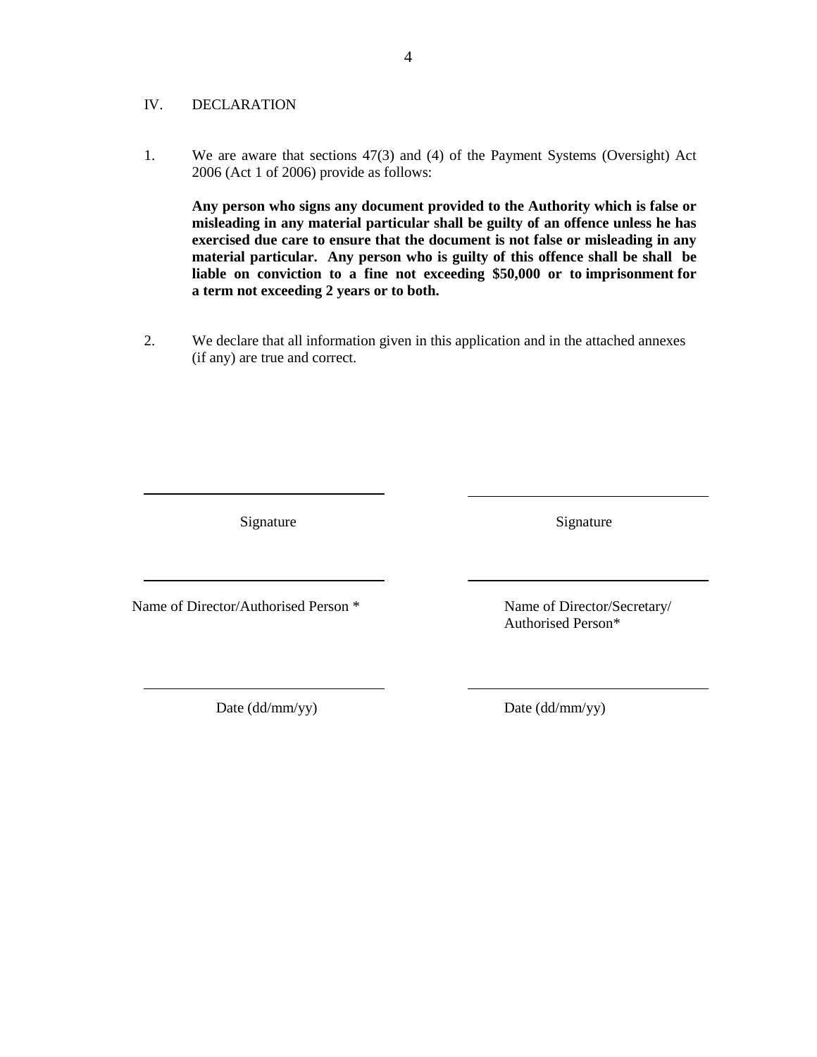## IV. DECLARATION

1. We are aware that sections 47(3) and (4) of the Payment Systems (Oversight) Act 2006 (Act 1 of 2006) provide as follows:

   **Any person who signs any document provided to the Authority which is false or misleading in any material particular shall be guilty of an offence unless he has exercised due care to ensure that the document is not false or misleading in any material particular. Any person who is guilty of this offence shall be shall be liable on conviction to a fine not exceeding $50,000 or to imprisonment for a term not exceeding 2 years or to both.**

2. We declare that all information given in this application and in the attached annexes (if any) are true and correct.

| | |
|---|---|
| \_\_\_\_\_\_\_\_\_\_\_\_\_\_\_\_\_\_\_\_\_\_\_\_\_\_\_\_ | \_\_\_\_\_\_\_\_\_\_\_\_\_\_\_\_\_\_\_\_\_\_\_\_\_\_\_\_ |
| Signature | Signature |
| \_\_\_\_\_\_\_\_\_\_\_\_\_\_\_\_\_\_\_\_\_\_\_\_\_\_\_\_ | \_\_\_\_\_\_\_\_\_\_\_\_\_\_\_\_\_\_\_\_\_\_\_\_\_\_\_\_ |
| Name of Director/Authorised Person * | Name of Director/Secretary/ Authorised Person* |
| \_\_\_\_\_\_\_\_\_\_\_\_\_\_\_\_\_\_\_\_\_\_\_\_\_\_\_\_ | \_\_\_\_\_\_\_\_\_\_\_\_\_\_\_\_\_\_\_\_\_\_\_\_\_\_\_\_ |
| Date (dd/mm/yy) | Date (dd/mm/yy) |